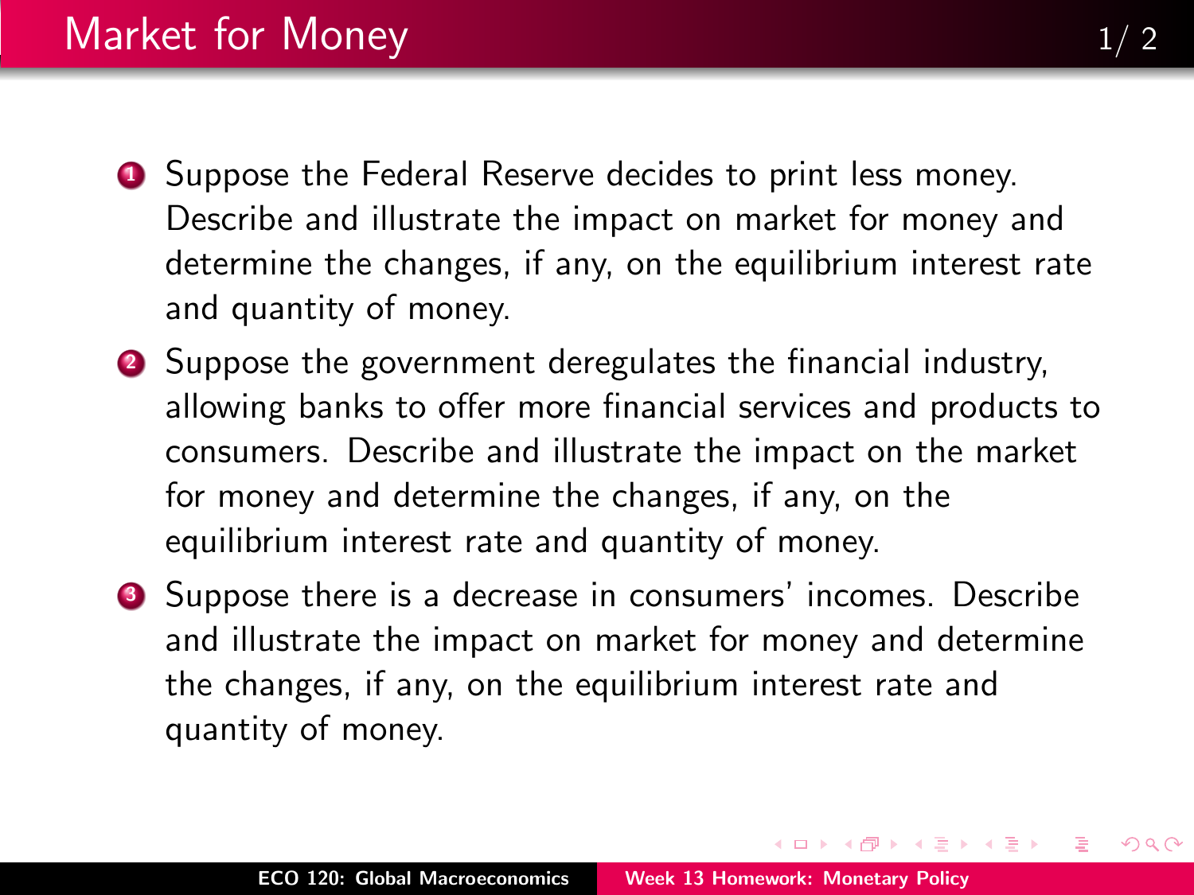# Market for Money

1. Suppose the Federal Reserve decides to print less money. Describe and illustrate the impact on market for money and determine the changes, if any, on the equilibrium interest rate and quantity of money.
2. Suppose the government deregulates the financial industry, allowing banks to offer more financial services and products to consumers. Describe and illustrate the impact on the market for money and determine the changes, if any, on the equilibrium interest rate and quantity of money.
3. Suppose there is a decrease in consumers' incomes. Describe and illustrate the impact on market for money and determine the changes, if any, on the equilibrium interest rate and quantity of money.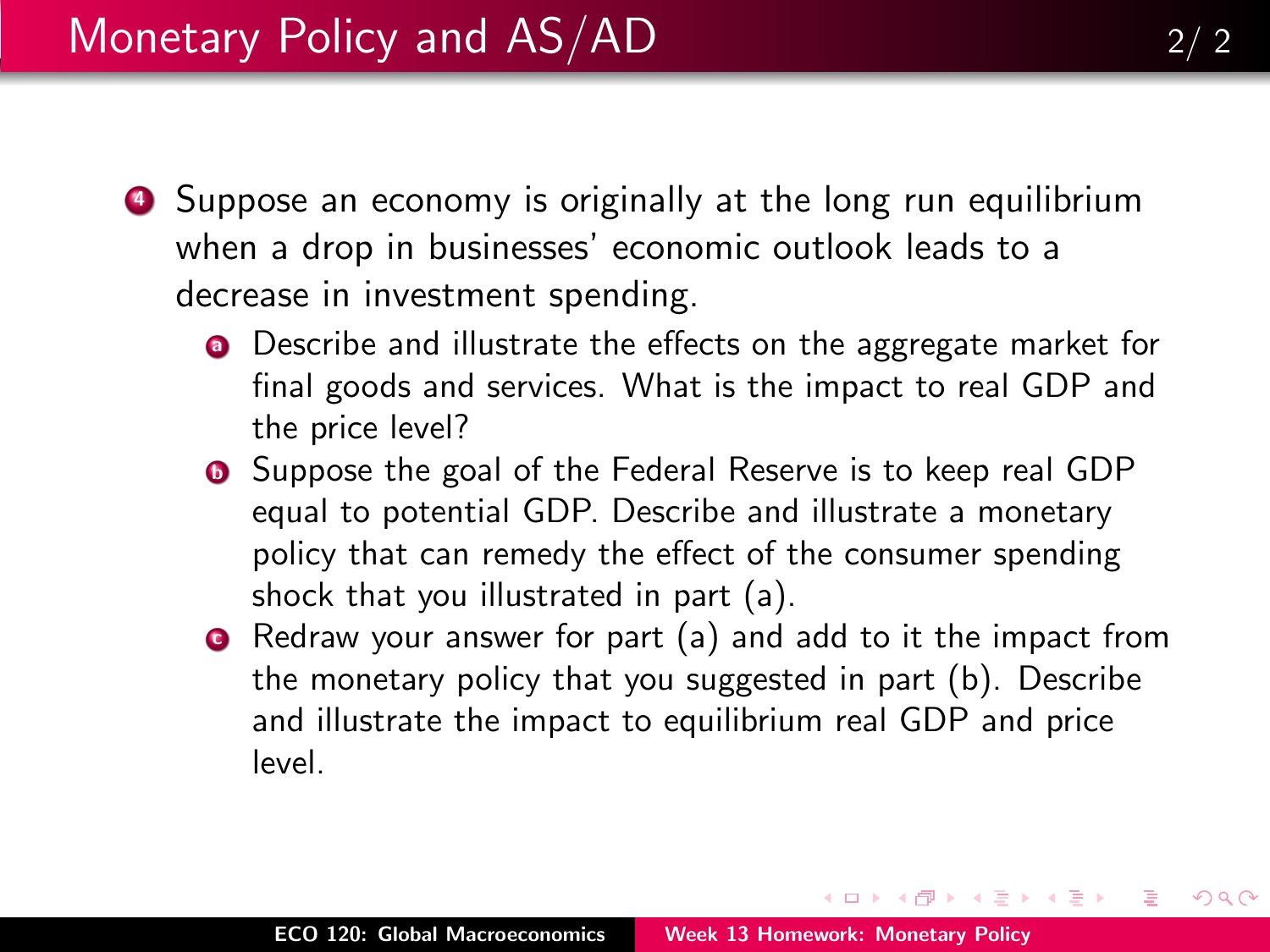# Monetary Policy and AS/AD

4. Suppose an economy is originally at the long run equilibrium when a drop in businesses' economic outlook leads to a decrease in investment spending.
   a. Describe and illustrate the effects on the aggregate market for final goods and services. What is the impact to real GDP and the price level?
   b. Suppose the goal of the Federal Reserve is to keep real GDP equal to potential GDP. Describe and illustrate a monetary policy that can remedy the effect of the consumer spending shock that you illustrated in part (a).
   c. Redraw your answer for part (a) and add to it the impact from the monetary policy that you suggested in part (b). Describe and illustrate the impact to equilibrium real GDP and price level.